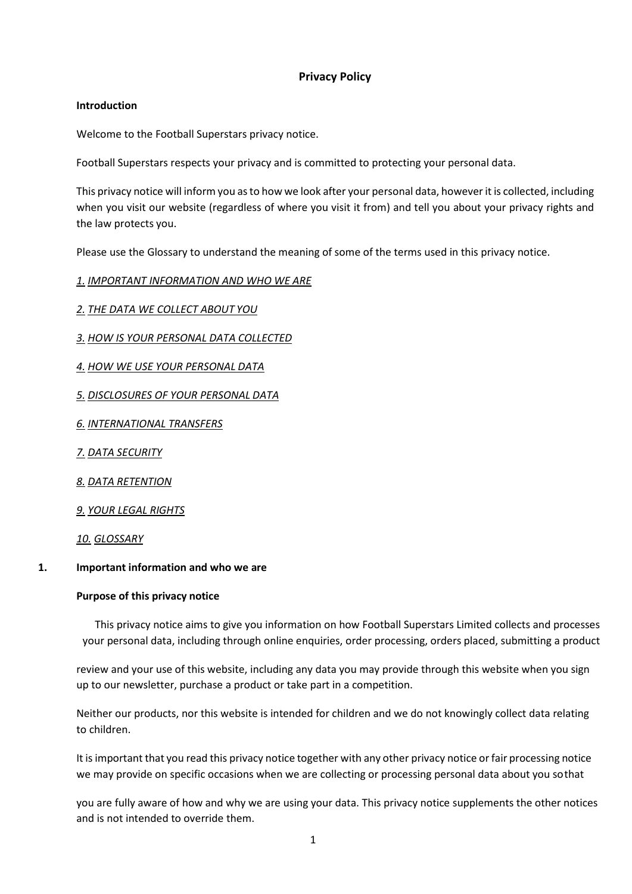# Privacy Policy

## Introduction

Welcome to the Football Superstars privacy notice.

Football Superstars respects your privacy and is committed to protecting your personal data.

This privacy notice will inform you as to how we look after your personal data, however it is collected, including when you visit our website (regardless of where you visit it from) and tell you about your privacy rights and the law protects you.

Please use the Glossary to understand the meaning of some of the terms used in this privacy notice.

*1. IMPORTANT INFORMATION AND WHO WE ARE*

*2. THE DATA WE COLLECT ABOUT YOU*

*3. HOW IS YOUR PERSONAL DATA COLLECTED*

*4. HOW WE USE YOUR PERSONAL DATA*

*5. DISCLOSURES OF YOUR PERSONAL DATA*

*6. INTERNATIONAL TRANSFERS*

*7. DATA SECURITY*

*8. DATA RETENTION*

*9. YOUR LEGAL RIGHTS*

*10. GLOSSARY*

## 1. Important information and who we are

### Purpose of this privacy notice

This privacy notice aims to give you information on how Football Superstars Limited collects and processes your personal data, including through online enquiries, order processing, orders placed, submitting a product review and your use of this website, including any data you may provide through this website when you sign up to our newsletter, purchase a product or take part in a competition.

Neither our products, nor this website is intended for children and we do not knowingly collect data relating to children.

It is important that you read this privacy notice together with any other privacy notice or fair processing notice we may provide on specific occasions when we are collecting or processing personal data about you so that you are fully aware of how and why we are using your data. This privacy notice supplements the other notices and is not intended to override them.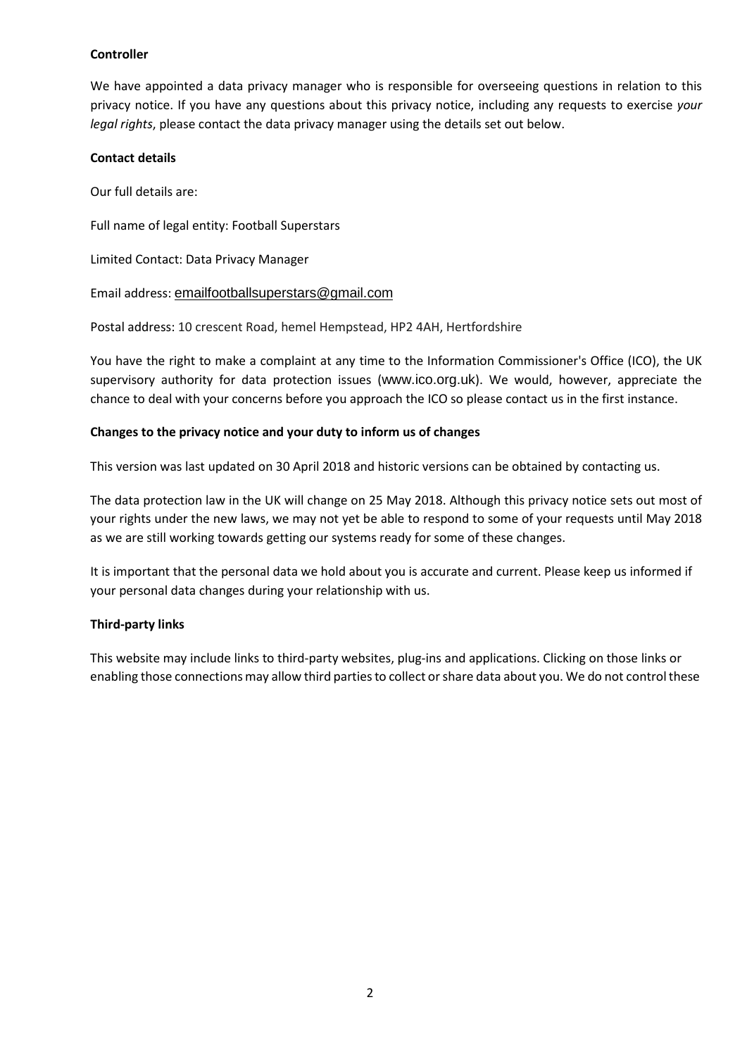**Controller**

We have appointed a data privacy manager who is responsible for overseeing questions in relation to this privacy notice. If you have any questions about this privacy notice, including any requests to exercise *your legal rights*, please contact the data privacy manager using the details set out below.

**Contact details**

Our full details are:

Full name of legal entity: Football Superstars

Limited Contact: Data Privacy Manager

Email address: emailfootballsuperstars@gmail.com

Postal address: 10 crescent Road, hemel Hempstead, HP2 4AH, Hertfordshire

You have the right to make a complaint at any time to the Information Commissioner's Office (ICO), the UK supervisory authority for data protection issues (www.ico.org.uk). We would, however, appreciate the chance to deal with your concerns before you approach the ICO so please contact us in the first instance.

**Changes to the privacy notice and your duty to inform us of changes**

This version was last updated on 30 April 2018 and historic versions can be obtained by contacting us.

The data protection law in the UK will change on 25 May 2018. Although this privacy notice sets out most of your rights under the new laws, we may not yet be able to respond to some of your requests until May 2018 as we are still working towards getting our systems ready for some of these changes.

It is important that the personal data we hold about you is accurate and current. Please keep us informed if your personal data changes during your relationship with us.

**Third-party links**

This website may include links to third-party websites, plug-ins and applications. Clicking on those links or enabling those connections may allow third parties to collect or share data about you. We do not control these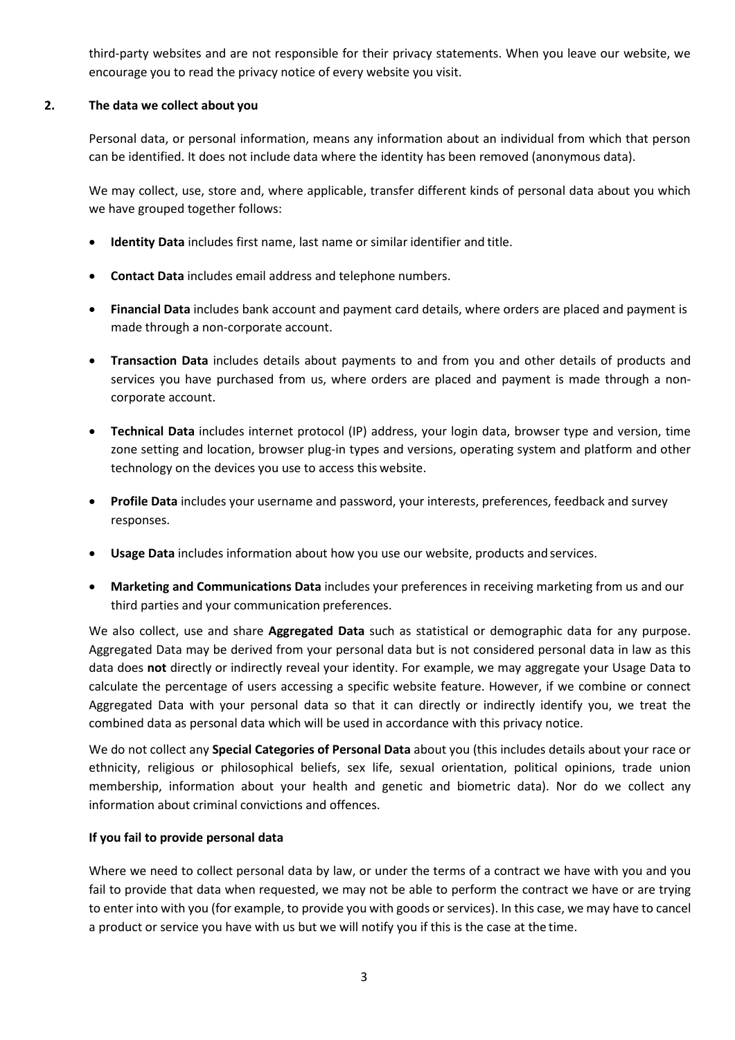third-party websites and are not responsible for their privacy statements. When you leave our website, we encourage you to read the privacy notice of every website you visit.

## 2. The data we collect about you

Personal data, or personal information, means any information about an individual from which that person can be identified. It does not include data where the identity has been removed (anonymous data).

We may collect, use, store and, where applicable, transfer different kinds of personal data about you which we have grouped together follows:

- **Identity Data** includes first name, last name or similar identifier and title.
- **Contact Data** includes email address and telephone numbers.
- **Financial Data** includes bank account and payment card details, where orders are placed and payment is made through a non-corporate account.
- **Transaction Data** includes details about payments to and from you and other details of products and services you have purchased from us, where orders are placed and payment is made through a non-corporate account.
- **Technical Data** includes internet protocol (IP) address, your login data, browser type and version, time zone setting and location, browser plug-in types and versions, operating system and platform and other technology on the devices you use to access this website.
- **Profile Data** includes your username and password, your interests, preferences, feedback and survey responses.
- **Usage Data** includes information about how you use our website, products and services.
- **Marketing and Communications Data** includes your preferences in receiving marketing from us and our third parties and your communication preferences.

We also collect, use and share **Aggregated Data** such as statistical or demographic data for any purpose. Aggregated Data may be derived from your personal data but is not considered personal data in law as this data does **not** directly or indirectly reveal your identity. For example, we may aggregate your Usage Data to calculate the percentage of users accessing a specific website feature. However, if we combine or connect Aggregated Data with your personal data so that it can directly or indirectly identify you, we treat the combined data as personal data which will be used in accordance with this privacy notice.

We do not collect any **Special Categories of Personal Data** about you (this includes details about your race or ethnicity, religious or philosophical beliefs, sex life, sexual orientation, political opinions, trade union membership, information about your health and genetic and biometric data). Nor do we collect any information about criminal convictions and offences.

**If you fail to provide personal data**

Where we need to collect personal data by law, or under the terms of a contract we have with you and you fail to provide that data when requested, we may not be able to perform the contract we have or are trying to enter into with you (for example, to provide you with goods or services). In this case, we may have to cancel a product or service you have with us but we will notify you if this is the case at the time.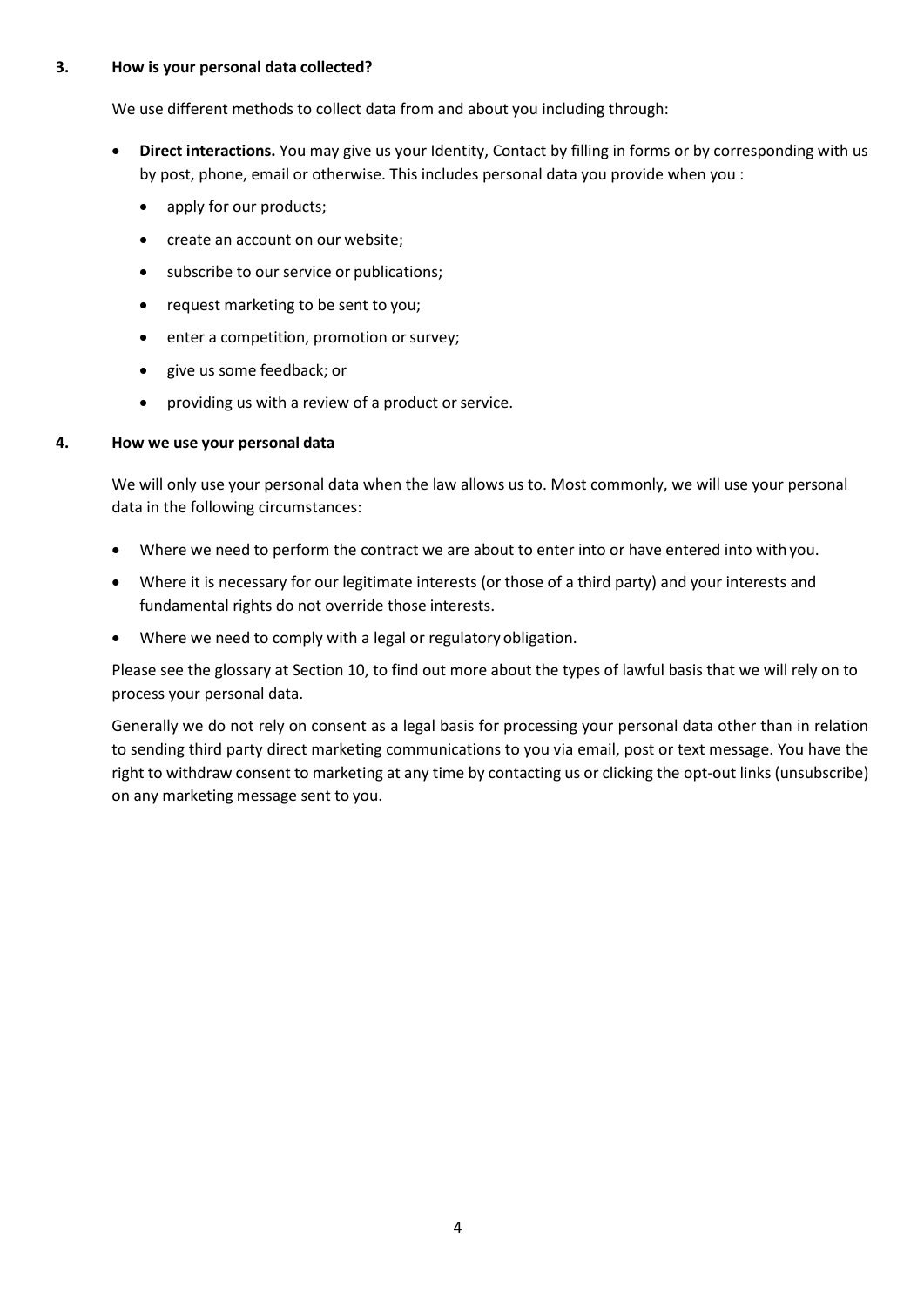## 3. How is your personal data collected?

We use different methods to collect data from and about you including through:

- **Direct interactions.** You may give us your Identity, Contact by filling in forms or by corresponding with us by post, phone, email or otherwise. This includes personal data you provide when you :
  - apply for our products;
  - create an account on our website;
  - subscribe to our service or publications;
  - request marketing to be sent to you;
  - enter a competition, promotion or survey;
  - give us some feedback; or
  - providing us with a review of a product or service.

## 4. How we use your personal data

We will only use your personal data when the law allows us to. Most commonly, we will use your personal data in the following circumstances:

- Where we need to perform the contract we are about to enter into or have entered into with you.
- Where it is necessary for our legitimate interests (or those of a third party) and your interests and fundamental rights do not override those interests.
- Where we need to comply with a legal or regulatory obligation.

Please see the glossary at Section 10, to find out more about the types of lawful basis that we will rely on to process your personal data.

Generally we do not rely on consent as a legal basis for processing your personal data other than in relation to sending third party direct marketing communications to you via email, post or text message. You have the right to withdraw consent to marketing at any time by contacting us or clicking the opt-out links (unsubscribe) on any marketing message sent to you.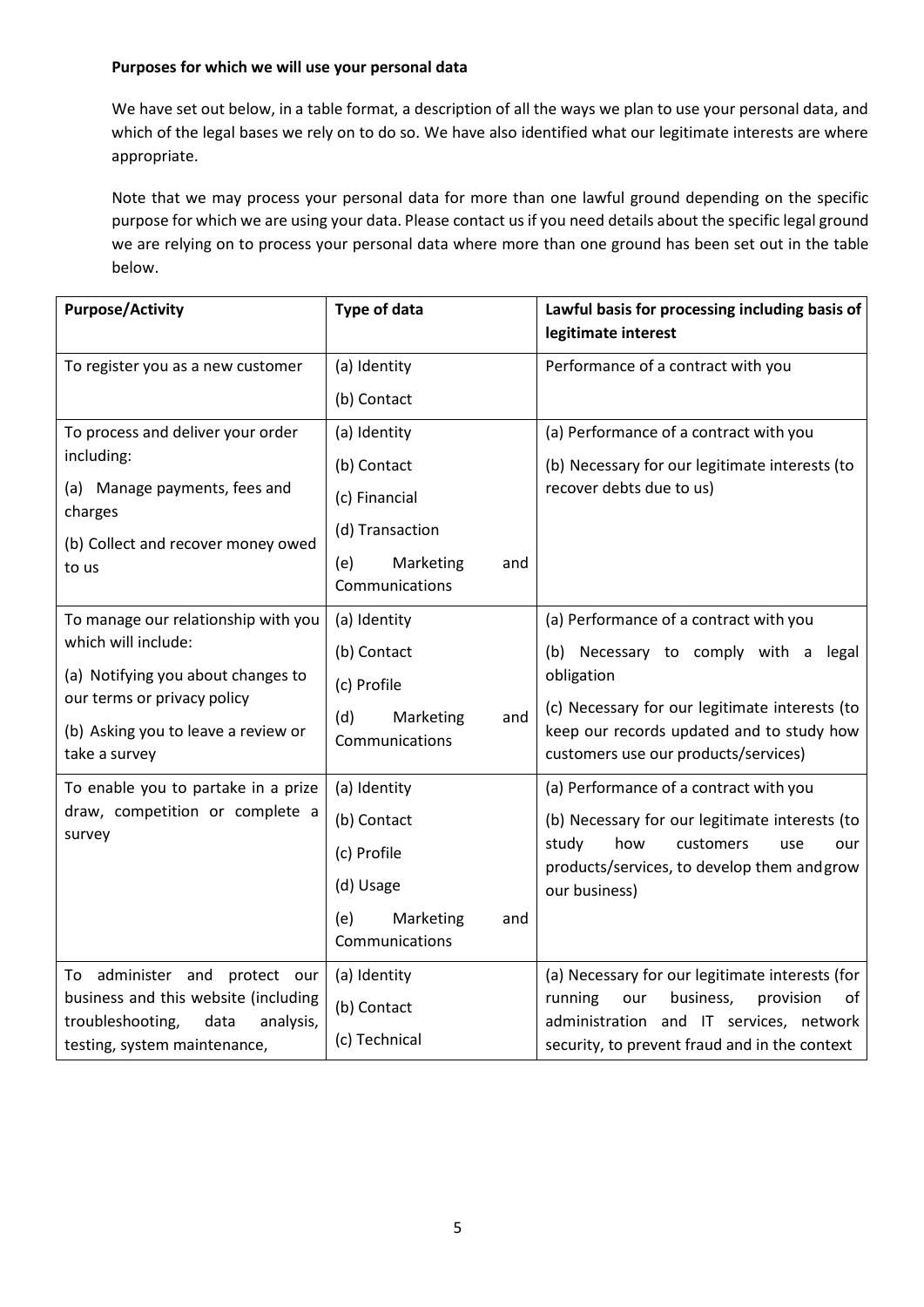**Purposes for which we will use your personal data**

We have set out below, in a table format, a description of all the ways we plan to use your personal data, and which of the legal bases we rely on to do so. We have also identified what our legitimate interests are where appropriate.

Note that we may process your personal data for more than one lawful ground depending on the specific purpose for which we are using your data. Please contact us if you need details about the specific legal ground we are relying on to process your personal data where more than one ground has been set out in the table below.

| **Purpose/Activity** | **Type of data** | **Lawful basis for processing including basis of legitimate interest** |
|---|---|---|
| To register you as a new customer | (a) Identity<br>(b) Contact | Performance of a contract with you |
| To process and deliver your order including:<br>(a) Manage payments, fees and charges<br>(b) Collect and recover money owed to us | (a) Identity<br>(b) Contact<br>(c) Financial<br>(d) Transaction<br>(e) Marketing and Communications | (a) Performance of a contract with you<br>(b) Necessary for our legitimate interests (to recover debts due to us) |
| To manage our relationship with you which will include:<br>(a) Notifying you about changes to our terms or privacy policy<br>(b) Asking you to leave a review or take a survey | (a) Identity<br>(b) Contact<br>(c) Profile<br>(d) Marketing and Communications | (a) Performance of a contract with you<br>(b) Necessary to comply with a legal obligation<br>(c) Necessary for our legitimate interests (to keep our records updated and to study how customers use our products/services) |
| To enable you to partake in a prize draw, competition or complete a survey | (a) Identity<br>(b) Contact<br>(c) Profile<br>(d) Usage<br>(e) Marketing and Communications | (a) Performance of a contract with you<br>(b) Necessary for our legitimate interests (to study how customers use our products/services, to develop them and grow our business) |
| To administer and protect our business and this website (including troubleshooting, data analysis, testing, system maintenance, | (a) Identity<br>(b) Contact<br>(c) Technical | (a) Necessary for our legitimate interests (for running our business, provision of administration and IT services, network security, to prevent fraud and in the context |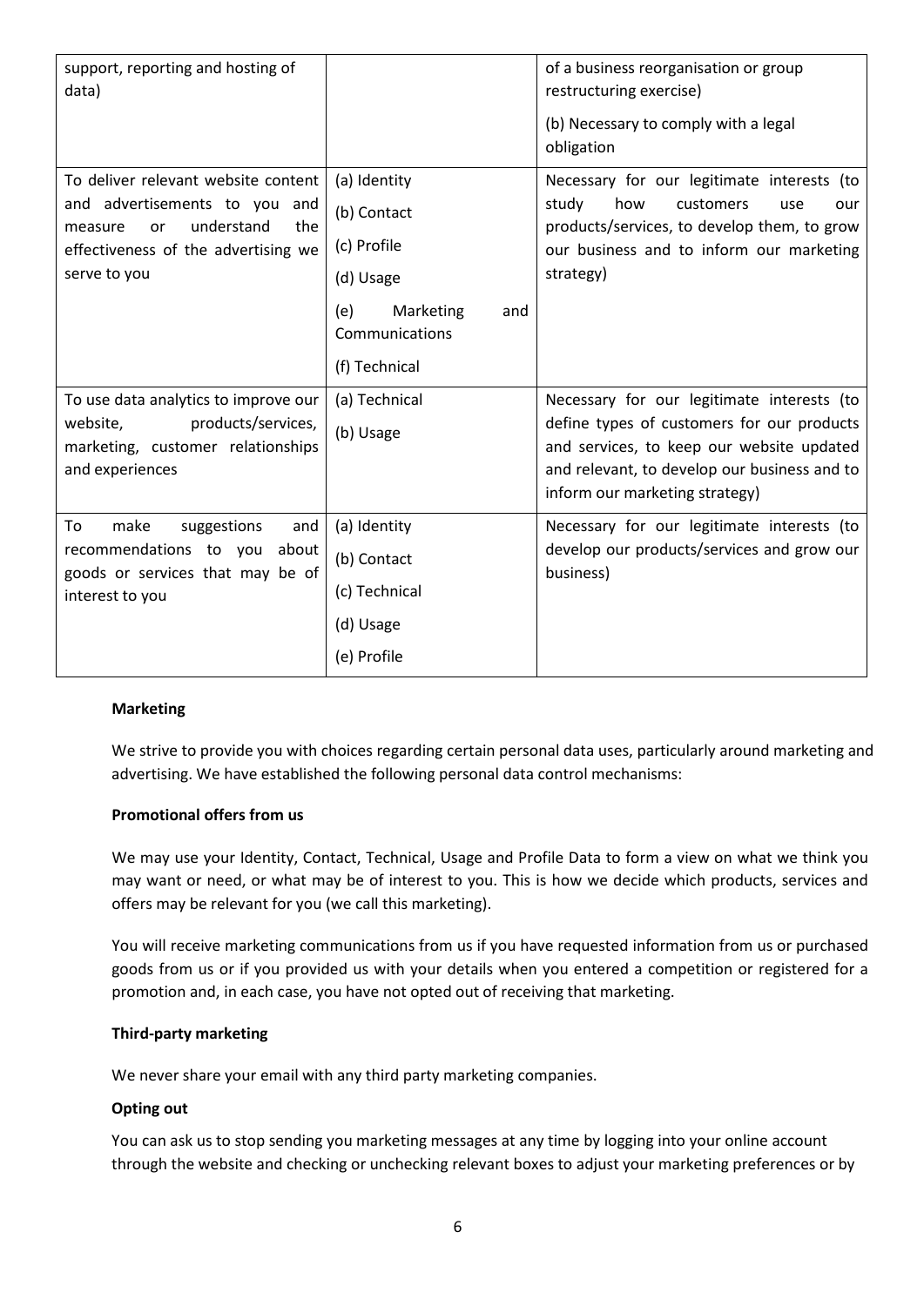| | | |
|---|---|---|
| support, reporting and hosting of data) | | of a business reorganisation or group restructuring exercise)<br><br>(b) Necessary to comply with a legal obligation |
| To deliver relevant website content and advertisements to you and measure or understand the effectiveness of the advertising we serve to you | (a) Identity<br><br>(b) Contact<br><br>(c) Profile<br><br>(d) Usage<br><br>(e) Marketing and Communications<br><br>(f) Technical | Necessary for our legitimate interests (to study how customers use our products/services, to develop them, to grow our business and to inform our marketing strategy) |
| To use data analytics to improve our website, products/services, marketing, customer relationships and experiences | (a) Technical<br><br>(b) Usage | Necessary for our legitimate interests (to define types of customers for our products and services, to keep our website updated and relevant, to develop our business and to inform our marketing strategy) |
| To make suggestions and recommendations to you about goods or services that may be of interest to you | (a) Identity<br><br>(b) Contact<br><br>(c) Technical<br><br>(d) Usage<br><br>(e) Profile | Necessary for our legitimate interests (to develop our products/services and grow our business) |

**Marketing**

We strive to provide you with choices regarding certain personal data uses, particularly around marketing and advertising. We have established the following personal data control mechanisms:

**Promotional offers from us**

We may use your Identity, Contact, Technical, Usage and Profile Data to form a view on what we think you may want or need, or what may be of interest to you. This is how we decide which products, services and offers may be relevant for you (we call this marketing).

You will receive marketing communications from us if you have requested information from us or purchased goods from us or if you provided us with your details when you entered a competition or registered for a promotion and, in each case, you have not opted out of receiving that marketing.

**Third-party marketing**

We never share your email with any third party marketing companies.

**Opting out**

You can ask us to stop sending you marketing messages at any time by logging into your online account through the website and checking or unchecking relevant boxes to adjust your marketing preferences or by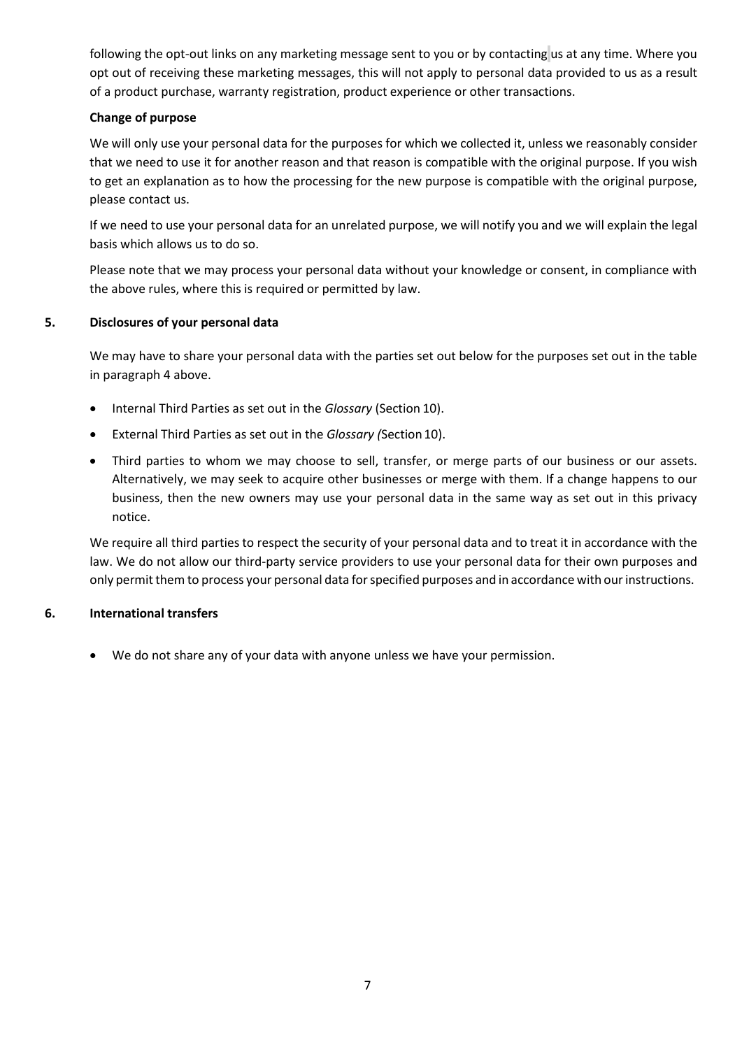following the opt-out links on any marketing message sent to you or by contacting us at any time. Where you opt out of receiving these marketing messages, this will not apply to personal data provided to us as a result of a product purchase, warranty registration, product experience or other transactions.

**Change of purpose**

We will only use your personal data for the purposes for which we collected it, unless we reasonably consider that we need to use it for another reason and that reason is compatible with the original purpose. If you wish to get an explanation as to how the processing for the new purpose is compatible with the original purpose, please contact us.

If we need to use your personal data for an unrelated purpose, we will notify you and we will explain the legal basis which allows us to do so.

Please note that we may process your personal data without your knowledge or consent, in compliance with the above rules, where this is required or permitted by law.

## 5. Disclosures of your personal data

We may have to share your personal data with the parties set out below for the purposes set out in the table in paragraph 4 above.

- Internal Third Parties as set out in the *Glossary* (Section 10).
- External Third Parties as set out in the *Glossary (*Section 10).
- Third parties to whom we may choose to sell, transfer, or merge parts of our business or our assets. Alternatively, we may seek to acquire other businesses or merge with them. If a change happens to our business, then the new owners may use your personal data in the same way as set out in this privacy notice.

We require all third parties to respect the security of your personal data and to treat it in accordance with the law. We do not allow our third-party service providers to use your personal data for their own purposes and only permit them to process your personal data for specified purposes and in accordance with our instructions.

## 6. International transfers

- We do not share any of your data with anyone unless we have your permission.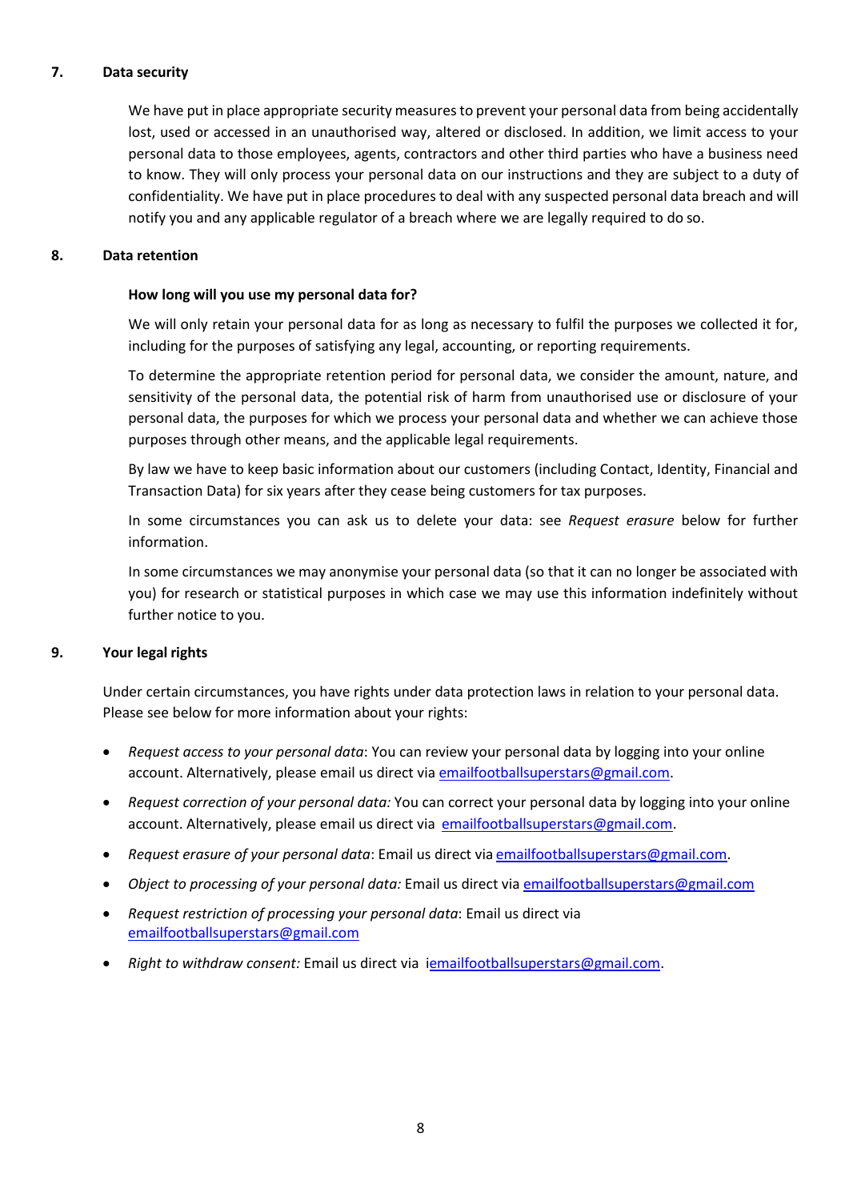## 7. Data security

We have put in place appropriate security measures to prevent your personal data from being accidentally lost, used or accessed in an unauthorised way, altered or disclosed. In addition, we limit access to your personal data to those employees, agents, contractors and other third parties who have a business need to know. They will only process your personal data on our instructions and they are subject to a duty of confidentiality. We have put in place procedures to deal with any suspected personal data breach and will notify you and any applicable regulator of a breach where we are legally required to do so.

## 8. Data retention

**How long will you use my personal data for?**

We will only retain your personal data for as long as necessary to fulfil the purposes we collected it for, including for the purposes of satisfying any legal, accounting, or reporting requirements.

To determine the appropriate retention period for personal data, we consider the amount, nature, and sensitivity of the personal data, the potential risk of harm from unauthorised use or disclosure of your personal data, the purposes for which we process your personal data and whether we can achieve those purposes through other means, and the applicable legal requirements.

By law we have to keep basic information about our customers (including Contact, Identity, Financial and Transaction Data) for six years after they cease being customers for tax purposes.

In some circumstances you can ask us to delete your data: see *Request erasure* below for further information.

In some circumstances we may anonymise your personal data (so that it can no longer be associated with you) for research or statistical purposes in which case we may use this information indefinitely without further notice to you.

## 9. Your legal rights

Under certain circumstances, you have rights under data protection laws in relation to your personal data. Please see below for more information about your rights:

- *Request access to your personal data*: You can review your personal data by logging into your online account. Alternatively, please email us direct via emailfootballsuperstars@gmail.com.
- *Request correction of your personal data:* You can correct your personal data by logging into your online account. Alternatively, please email us direct via emailfootballsuperstars@gmail.com.
- *Request erasure of your personal data*: Email us direct via emailfootballsuperstars@gmail.com.
- *Object to processing of your personal data:* Email us direct via emailfootballsuperstars@gmail.com
- *Request restriction of processing your personal data*: Email us direct via emailfootballsuperstars@gmail.com
- *Right to withdraw consent:* Email us direct via iemailfootballsuperstars@gmail.com.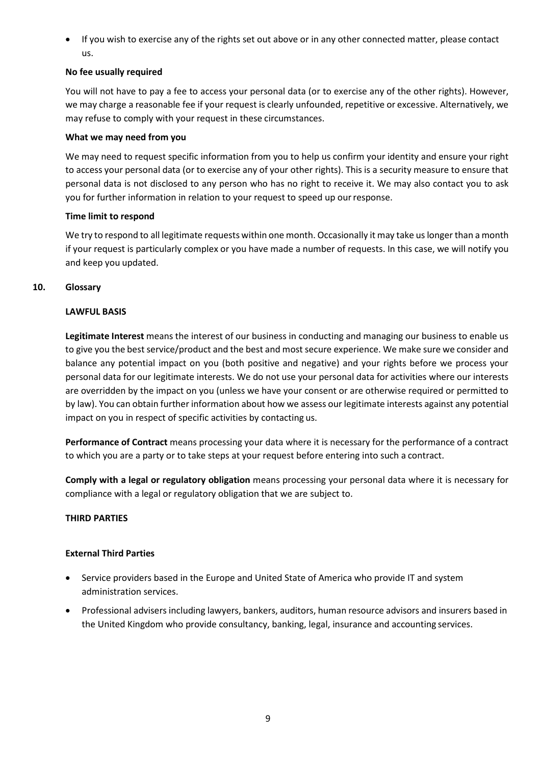- If you wish to exercise any of the rights set out above or in any other connected matter, please contact us.

**No fee usually required**

You will not have to pay a fee to access your personal data (or to exercise any of the other rights). However, we may charge a reasonable fee if your request is clearly unfounded, repetitive or excessive. Alternatively, we may refuse to comply with your request in these circumstances.

**What we may need from you**

We may need to request specific information from you to help us confirm your identity and ensure your right to access your personal data (or to exercise any of your other rights). This is a security measure to ensure that personal data is not disclosed to any person who has no right to receive it. We may also contact you to ask you for further information in relation to your request to speed up our response.

**Time limit to respond**

We try to respond to all legitimate requests within one month. Occasionally it may take us longer than a month if your request is particularly complex or you have made a number of requests. In this case, we will notify you and keep you updated.

## 10. Glossary

**LAWFUL BASIS**

**Legitimate Interest** means the interest of our business in conducting and managing our business to enable us to give you the best service/product and the best and most secure experience. We make sure we consider and balance any potential impact on you (both positive and negative) and your rights before we process your personal data for our legitimate interests. We do not use your personal data for activities where our interests are overridden by the impact on you (unless we have your consent or are otherwise required or permitted to by law). You can obtain further information about how we assess our legitimate interests against any potential impact on you in respect of specific activities by contacting us.

**Performance of Contract** means processing your data where it is necessary for the performance of a contract to which you are a party or to take steps at your request before entering into such a contract.

**Comply with a legal or regulatory obligation** means processing your personal data where it is necessary for compliance with a legal or regulatory obligation that we are subject to.

**THIRD PARTIES**

**External Third Parties**

- Service providers based in the Europe and United State of America who provide IT and system administration services.
- Professional advisers including lawyers, bankers, auditors, human resource advisors and insurers based in the United Kingdom who provide consultancy, banking, legal, insurance and accounting services.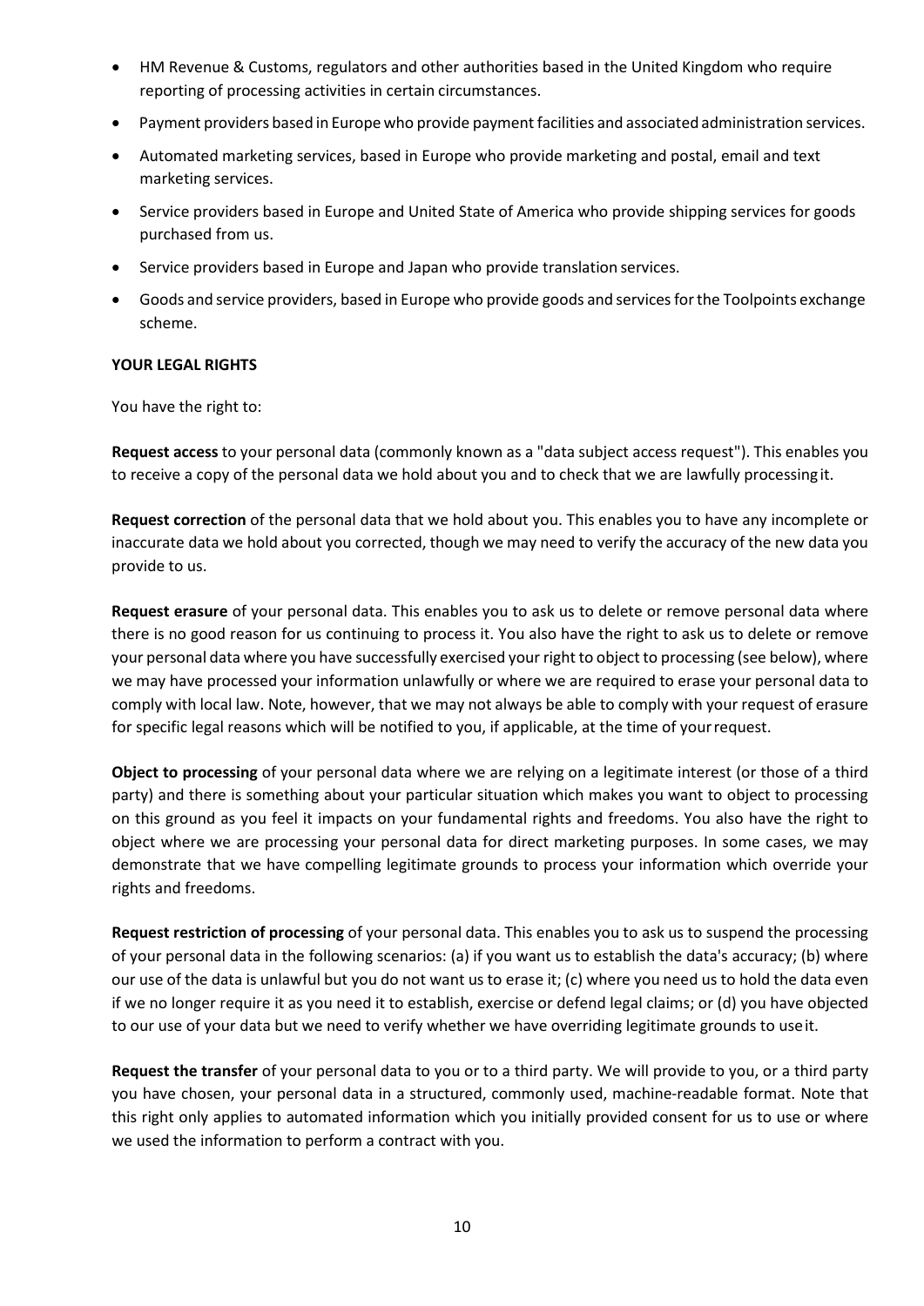- HM Revenue & Customs, regulators and other authorities based in the United Kingdom who require reporting of processing activities in certain circumstances.
- Payment providers based in Europe who provide payment facilities and associated administration services.
- Automated marketing services, based in Europe who provide marketing and postal, email and text marketing services.
- Service providers based in Europe and United State of America who provide shipping services for goods purchased from us.
- Service providers based in Europe and Japan who provide translation services.
- Goods and service providers, based in Europe who provide goods and services for the Toolpoints exchange scheme.

**YOUR LEGAL RIGHTS**

You have the right to:

**Request access** to your personal data (commonly known as a "data subject access request"). This enables you to receive a copy of the personal data we hold about you and to check that we are lawfully processing it.

**Request correction** of the personal data that we hold about you. This enables you to have any incomplete or inaccurate data we hold about you corrected, though we may need to verify the accuracy of the new data you provide to us.

**Request erasure** of your personal data. This enables you to ask us to delete or remove personal data where there is no good reason for us continuing to process it. You also have the right to ask us to delete or remove your personal data where you have successfully exercised your right to object to processing (see below), where we may have processed your information unlawfully or where we are required to erase your personal data to comply with local law. Note, however, that we may not always be able to comply with your request of erasure for specific legal reasons which will be notified to you, if applicable, at the time of your request.

**Object to processing** of your personal data where we are relying on a legitimate interest (or those of a third party) and there is something about your particular situation which makes you want to object to processing on this ground as you feel it impacts on your fundamental rights and freedoms. You also have the right to object where we are processing your personal data for direct marketing purposes. In some cases, we may demonstrate that we have compelling legitimate grounds to process your information which override your rights and freedoms.

**Request restriction of processing** of your personal data. This enables you to ask us to suspend the processing of your personal data in the following scenarios: (a) if you want us to establish the data's accuracy; (b) where our use of the data is unlawful but you do not want us to erase it; (c) where you need us to hold the data even if we no longer require it as you need it to establish, exercise or defend legal claims; or (d) you have objected to our use of your data but we need to verify whether we have overriding legitimate grounds to use it.

**Request the transfer** of your personal data to you or to a third party. We will provide to you, or a third party you have chosen, your personal data in a structured, commonly used, machine-readable format. Note that this right only applies to automated information which you initially provided consent for us to use or where we used the information to perform a contract with you.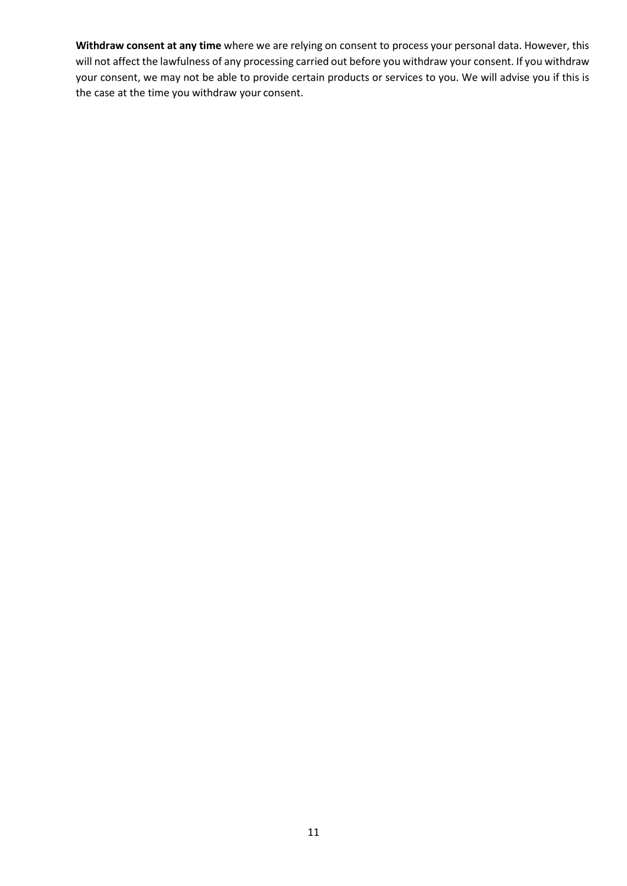**Withdraw consent at any time** where we are relying on consent to process your personal data. However, this will not affect the lawfulness of any processing carried out before you withdraw your consent. If you withdraw your consent, we may not be able to provide certain products or services to you. We will advise you if this is the case at the time you withdraw your consent.